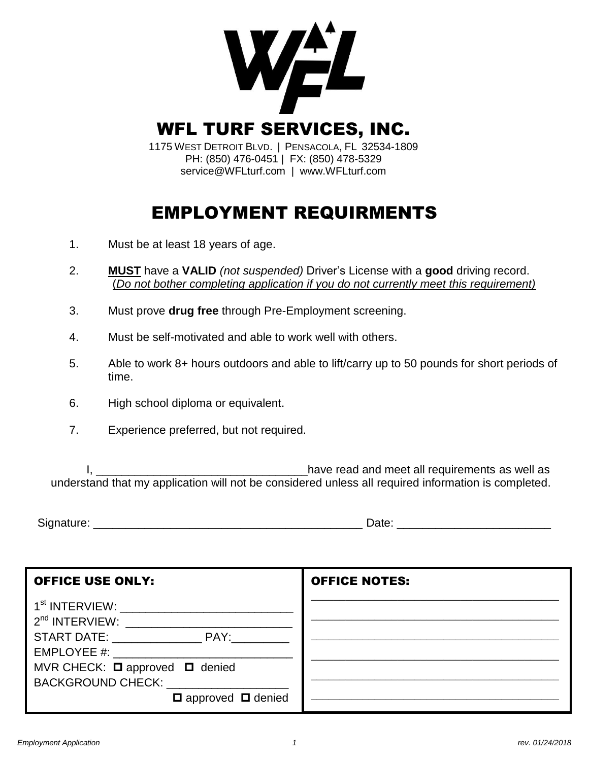# WFL TURF SERVICES, INC.

1175 WEST DETROIT BLVD. | PENSACOLA, FL 32534-1809
PH: (850) 476-0451 | FX: (850) 478-5329
service@WFLturf.com | www.WFLturf.com

## EMPLOYMENT REQUIRMENTS

1. Must be at least 18 years of age.
2. **MUST** have a **VALID** *(not suspended)* Driver's License with a **good** driving record. (*Do not bother completing application if you do not currently meet this requirement)*
3. Must prove **drug free** through Pre-Employment screening.
4. Must be self-motivated and able to work well with others.
5. Able to work 8+ hours outdoors and able to lift/carry up to 50 pounds for short periods of time.
6. High school diploma or equivalent.
7. Experience preferred, but not required.

I, _________________________________ have read and meet all requirements as well as understand that my application will not be considered unless all required information is completed.

Signature: ___________________________________________ Date: ________________________

| OFFICE USE ONLY: | OFFICE NOTES: |
|---|---|
| 1st INTERVIEW: ___________________________ | ______________________________________ |
| 2nd INTERVIEW: __________________________ | ______________________________________ |
| START DATE: ______________ PAY:_________ | ______________________________________ |
| EMPLOYEE #: ______________________________ | ______________________________________ |
| MVR CHECK: ☐ approved ☐ denied | ______________________________________ |
| BACKGROUND CHECK: ___________________ ☐ approved ☐ denied | ______________________________________ |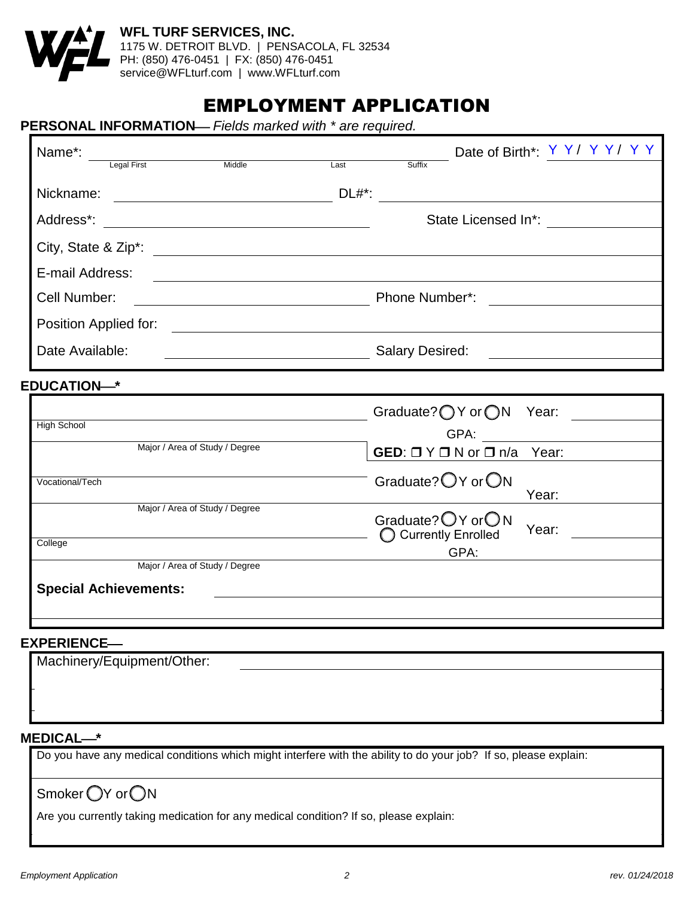**WFL TURF SERVICES, INC.**
1175 W. DETROIT BLVD. | PENSACOLA, FL 32534
PH: (850) 476-0451 | FX: (850) 476-0451
service@WFLturf.com | www.WFLturf.com

# EMPLOYMENT APPLICATION

## PERSONAL INFORMATION— *Fields marked with * are required.*

Name*: ______ Legal First ______ Middle ______ Last ______ Suffix ______ Date of Birth*: Y Y / Y Y / Y Y

Nickname: ______ DL#*: ______

Address*: ______ State Licensed In*: ______

City, State & Zip*: ______

E-mail Address: ______

Cell Number: ______ Phone Number*: ______

Position Applied for: ______

Date Available: ______ Salary Desired: ______

## EDUCATION—*

| | |
|---|---|
| High School ______ | Graduate? ◯ Y or ◯ N Year: ______ |
| Major / Area of Study / Degree | GPA: ______ |
| | **GED**: ❒ Y ❒ N or ❒ n/a Year: |
| Vocational/Tech ______ | Graduate? ◯ Y or ◯ N Year: |
| Major / Area of Study / Degree | |
| College ______ | Graduate? ◯ Y or ◯ N ◯ Currently Enrolled Year: ______ |
| Major / Area of Study / Degree | GPA: |

**Special Achievements:** ______

## EXPERIENCE—

Machinery/Equipment/Other: ______

## MEDICAL—*

Do you have any medical conditions which might interfere with the ability to do your job? If so, please explain:

Smoker ◯Y or ◯N

Are you currently taking medication for any medical condition? If so, please explain:

*Employment Application* *rev. 01/24/2018*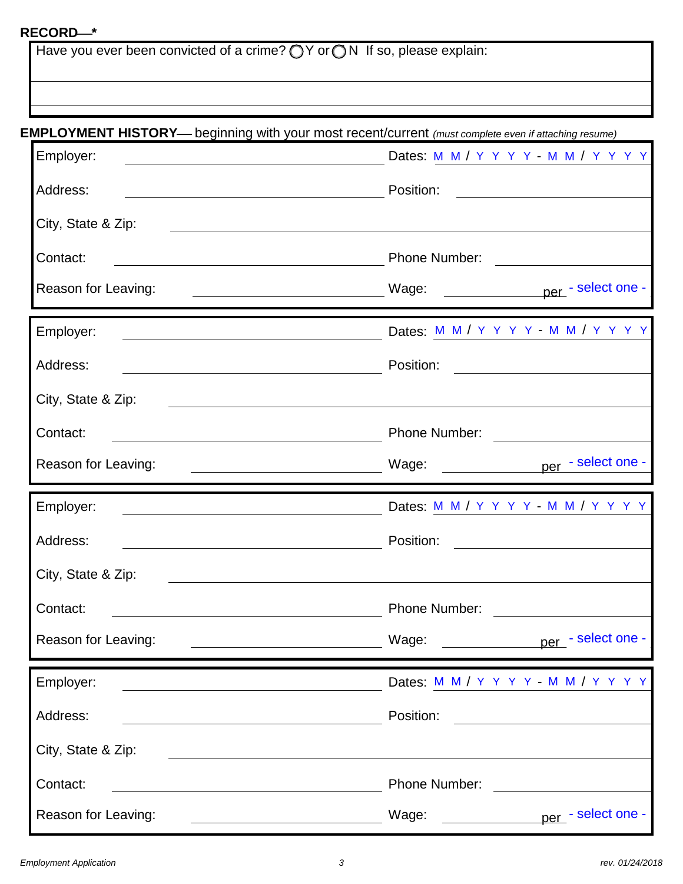**RECORD—***

Have you ever been convicted of a crime? ◯ Y or ◯ N  If so, please explain:

**EMPLOYMENT HISTORY—** beginning with your most recent/current *(must complete even if attaching resume)*

Employer: ____________________ Dates: M M / Y Y Y Y - M M / Y Y Y Y

Address: ____________________ Position: ____________________

City, State & Zip: ____________________

Contact: ____________________ Phone Number: ____________________

Reason for Leaving: ____________________ Wage: __________ per - select one -

---

Employer: ____________________ Dates: M M / Y Y Y Y - M M / Y Y Y Y

Address: ____________________ Position: ____________________

City, State & Zip: ____________________

Contact: ____________________ Phone Number: ____________________

Reason for Leaving: ____________________ Wage: __________ per - select one -

---

Employer: ____________________ Dates: M M / Y Y Y Y - M M / Y Y Y Y

Address: ____________________ Position: ____________________

City, State & Zip: ____________________

Contact: ____________________ Phone Number: ____________________

Reason for Leaving: ____________________ Wage: __________ per - select one -

---

Employer: ____________________ Dates: M M / Y Y Y Y - M M / Y Y Y Y

Address: ____________________ Position: ____________________

City, State & Zip: ____________________

Contact: ____________________ Phone Number: ____________________

Reason for Leaving: ____________________ Wage: __________ per - select one -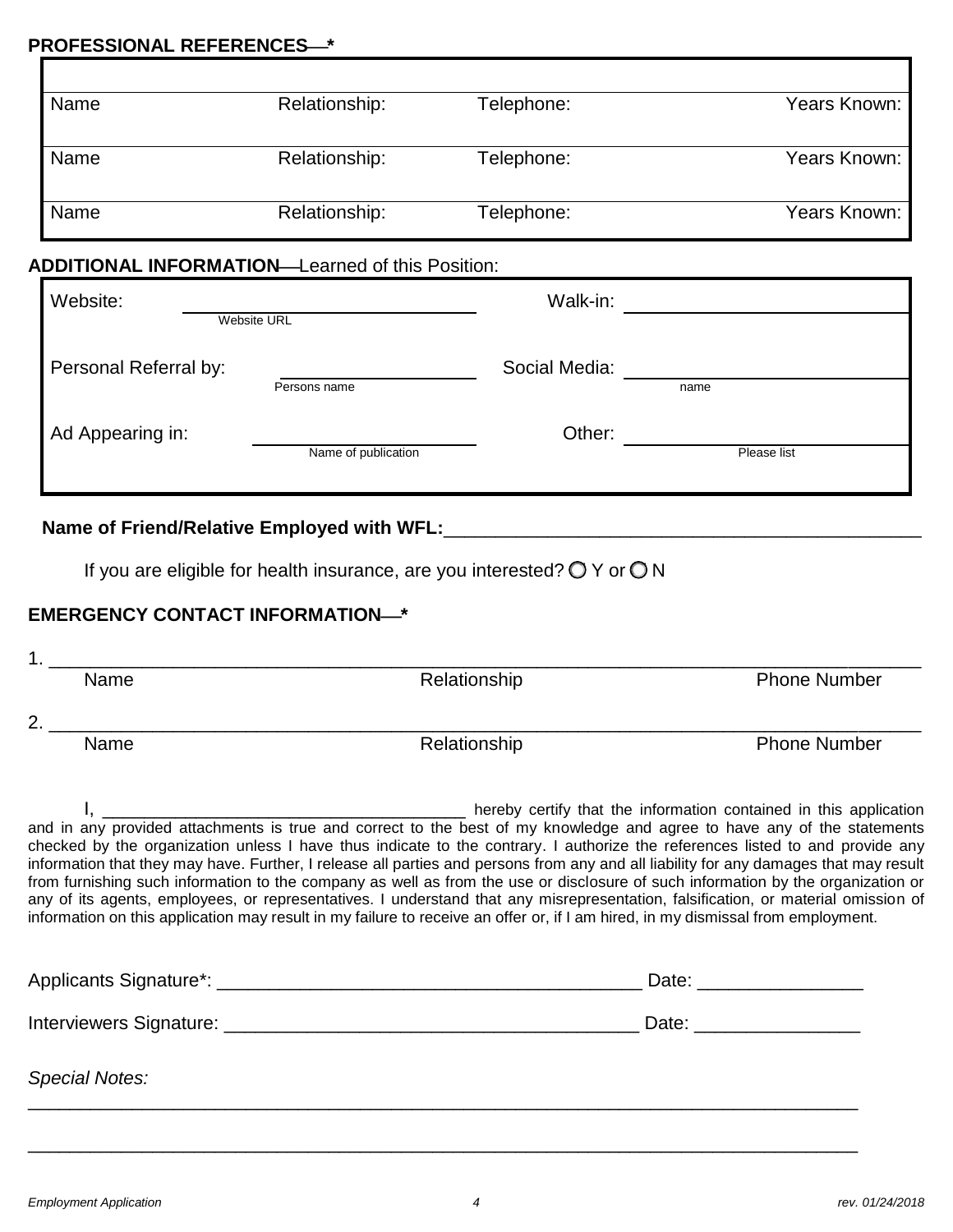**PROFESSIONAL REFERENCES—***

| | | | |
|---|---|---|---|
| Name | Relationship: | Telephone: | Years Known: |
| Name | Relationship: | Telephone: | Years Known: |
| Name | Relationship: | Telephone: | Years Known: |

**ADDITIONAL INFORMATION**—Learned of this Position:

| | | | |
|---|---|---|---|
| Website: | ____________________ Website URL | Walk-in: | ____________________ |
| Personal Referral by: | ____________________ Persons name | Social Media: | ____________________ name |
| Ad Appearing in: | ____________________ Name of publication | Other: | ____________________ Please list |

**Name of Friend/Relative Employed with WFL:**_______________________________________________

If you are eligible for health insurance, are you interested? ○ Y or ○ N

**EMERGENCY CONTACT INFORMATION—***

1. ________________________________________________________________________________

Name | Relationship | Phone Number

2. ________________________________________________________________________________

Name | Relationship | Phone Number

I, _______________________________________ hereby certify that the information contained in this application and in any provided attachments is true and correct to the best of my knowledge and agree to have any of the statements checked by the organization unless I have thus indicate to the contrary. I authorize the references listed to and provide any information that they may have. Further, I release all parties and persons from any and all liability for any damages that may result from furnishing such information to the company as well as from the use or disclosure of such information by the organization or any of its agents, employees, or representatives. I understand that any misrepresentation, falsification, or material omission of information on this application may result in my failure to receive an offer or, if I am hired, in my dismissal from employment.

Applicants Signature*: __________________________________________ Date: ________________

Interviewers Signature: _________________________________________ Date: ________________

*Special Notes:*

________________________________________________________________________________

________________________________________________________________________________

*Employment Application* *rev. 01/24/2018*